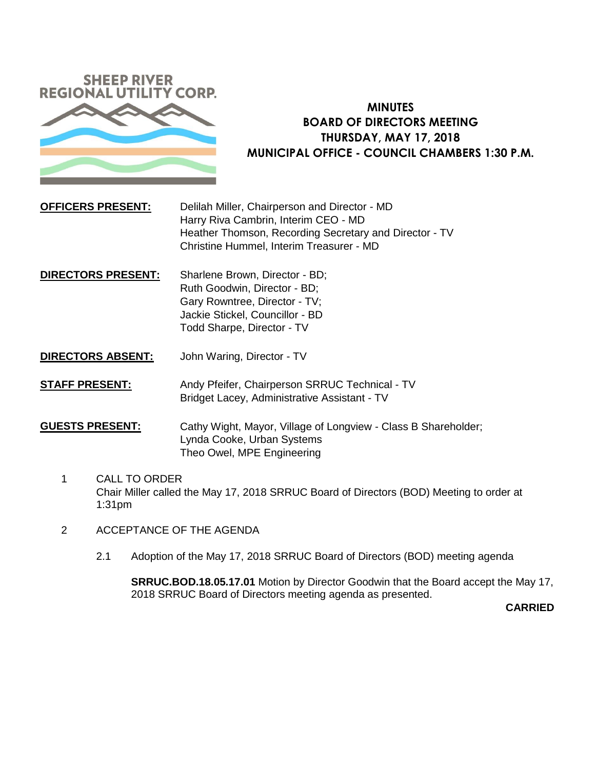SHEEP RIVER
REGIONAL UTILITY CORP.

# MINUTES
## BOARD OF DIRECTORS MEETING
## THURSDAY, MAY 17, 2018
## MUNICIPAL OFFICE - COUNCIL CHAMBERS 1:30 P.M.

**OFFICERS PRESENT:**
Delilah Miller, Chairperson and Director - MD
Harry Riva Cambrin, Interim CEO - MD
Heather Thomson, Recording Secretary and Director - TV
Christine Hummel, Interim Treasurer - MD

**DIRECTORS PRESENT:**
Sharlene Brown, Director - BD;
Ruth Goodwin, Director - BD;
Gary Rowntree, Director - TV;
Jackie Stickel, Councillor - BD
Todd Sharpe, Director - TV

**DIRECTORS ABSENT:**
John Waring, Director - TV

**STAFF PRESENT:**
Andy Pfeifer, Chairperson SRRUC Technical - TV
Bridget Lacey, Administrative Assistant - TV

**GUESTS PRESENT:**
Cathy Wight, Mayor, Village of Longview - Class B Shareholder;
Lynda Cooke, Urban Systems
Theo Owel, MPE Engineering

1 CALL TO ORDER
Chair Miller called the May 17, 2018 SRRUC Board of Directors (BOD) Meeting to order at 1:31pm

2 ACCEPTANCE OF THE AGENDA

2.1 Adoption of the May 17, 2018 SRRUC Board of Directors (BOD) meeting agenda

**SRRUC.BOD.18.05.17.01** Motion by Director Goodwin that the Board accept the May 17, 2018 SRRUC Board of Directors meeting agenda as presented.

**CARRIED**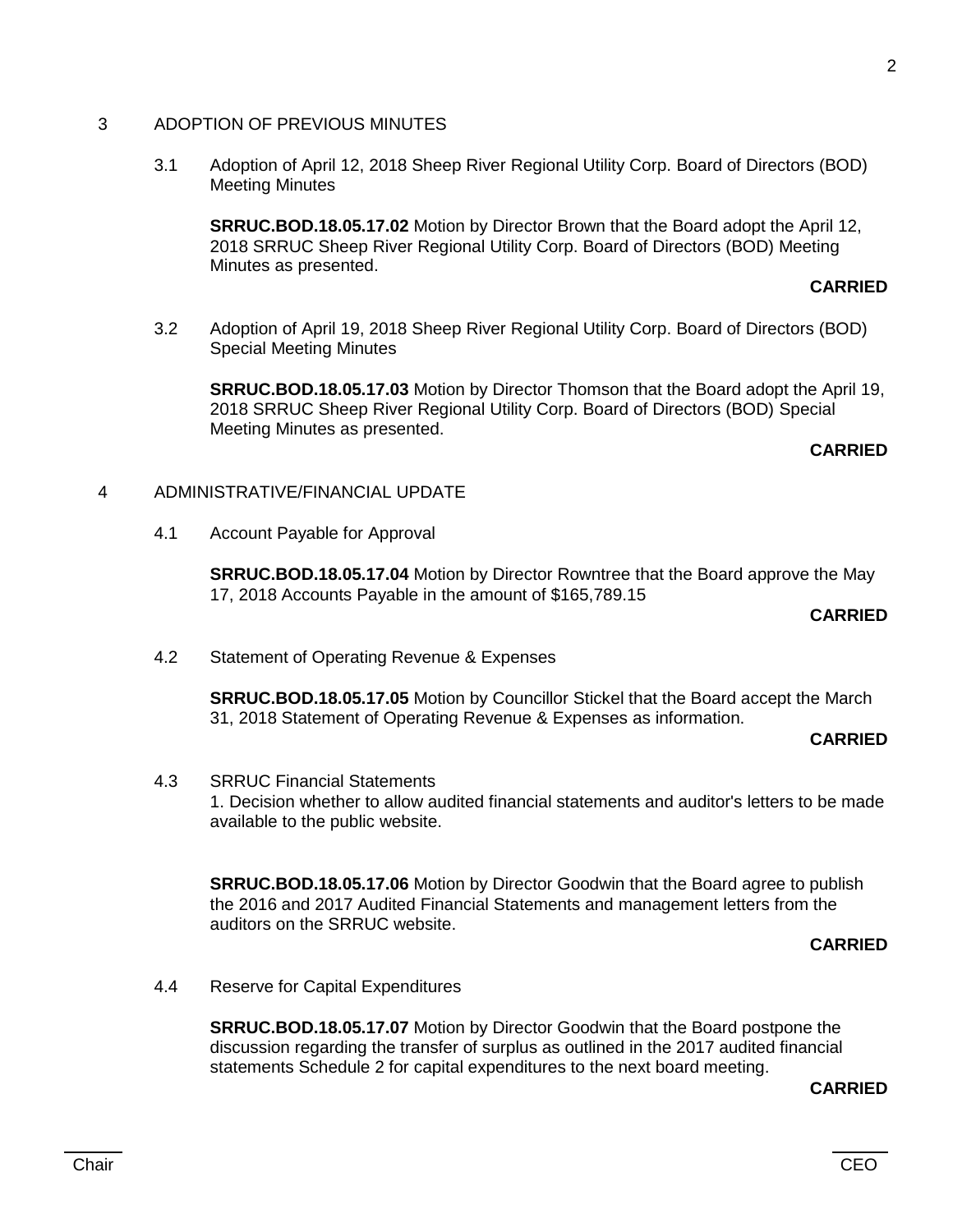## 3 ADOPTION OF PREVIOUS MINUTES

### 3.1 Adoption of April 12, 2018 Sheep River Regional Utility Corp. Board of Directors (BOD) Meeting Minutes

**SRRUC.BOD.18.05.17.02** Motion by Director Brown that the Board adopt the April 12, 2018 SRRUC Sheep River Regional Utility Corp. Board of Directors (BOD) Meeting Minutes as presented.

**CARRIED**

### 3.2 Adoption of April 19, 2018 Sheep River Regional Utility Corp. Board of Directors (BOD) Special Meeting Minutes

**SRRUC.BOD.18.05.17.03** Motion by Director Thomson that the Board adopt the April 19, 2018 SRRUC Sheep River Regional Utility Corp. Board of Directors (BOD) Special Meeting Minutes as presented.

**CARRIED**

## 4 ADMINISTRATIVE/FINANCIAL UPDATE

### 4.1 Account Payable for Approval

**SRRUC.BOD.18.05.17.04** Motion by Director Rowntree that the Board approve the May 17, 2018 Accounts Payable in the amount of $165,789.15

**CARRIED**

### 4.2 Statement of Operating Revenue & Expenses

**SRRUC.BOD.18.05.17.05** Motion by Councillor Stickel that the Board accept the March 31, 2018 Statement of Operating Revenue & Expenses as information.

**CARRIED**

### 4.3 SRRUC Financial Statements

1. Decision whether to allow audited financial statements and auditor's letters to be made available to the public website.

**SRRUC.BOD.18.05.17.06** Motion by Director Goodwin that the Board agree to publish the 2016 and 2017 Audited Financial Statements and management letters from the auditors on the SRRUC website.

**CARRIED**

### 4.4 Reserve for Capital Expenditures

**SRRUC.BOD.18.05.17.07** Motion by Director Goodwin that the Board postpone the discussion regarding the transfer of surplus as outlined in the 2017 audited financial statements Schedule 2 for capital expenditures to the next board meeting.

**CARRIED**

Chair CEO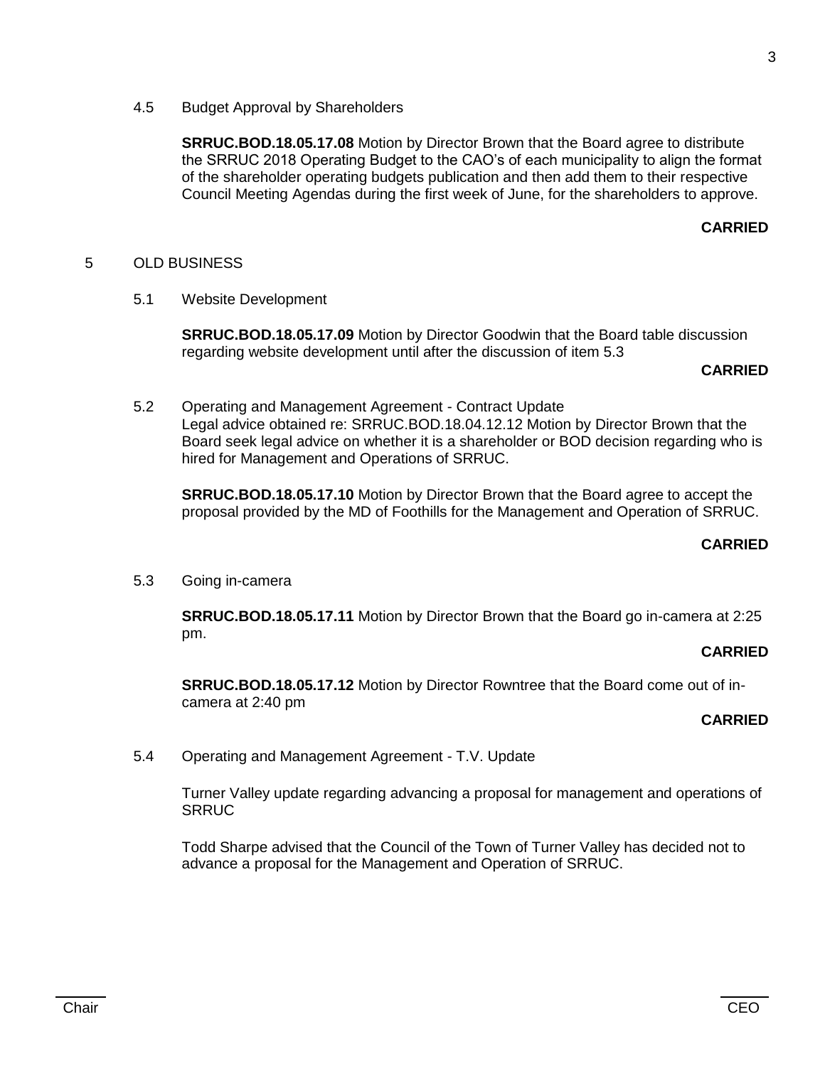4.5 Budget Approval by Shareholders

**SRRUC.BOD.18.05.17.08** Motion by Director Brown that the Board agree to distribute the SRRUC 2018 Operating Budget to the CAO's of each municipality to align the format of the shareholder operating budgets publication and then add them to their respective Council Meeting Agendas during the first week of June, for the shareholders to approve.

**CARRIED**

## 5 OLD BUSINESS

5.1 Website Development

**SRRUC.BOD.18.05.17.09** Motion by Director Goodwin that the Board table discussion regarding website development until after the discussion of item 5.3

**CARRIED**

5.2 Operating and Management Agreement - Contract Update
Legal advice obtained re: SRRUC.BOD.18.04.12.12 Motion by Director Brown that the Board seek legal advice on whether it is a shareholder or BOD decision regarding who is hired for Management and Operations of SRRUC.

**SRRUC.BOD.18.05.17.10** Motion by Director Brown that the Board agree to accept the proposal provided by the MD of Foothills for the Management and Operation of SRRUC.

**CARRIED**

5.3 Going in-camera

**SRRUC.BOD.18.05.17.11** Motion by Director Brown that the Board go in-camera at 2:25 pm.

**CARRIED**

**SRRUC.BOD.18.05.17.12** Motion by Director Rowntree that the Board come out of in-camera at 2:40 pm

**CARRIED**

5.4 Operating and Management Agreement - T.V. Update

Turner Valley update regarding advancing a proposal for management and operations of SRRUC

Todd Sharpe advised that the Council of the Town of Turner Valley has decided not to advance a proposal for the Management and Operation of SRRUC.

Chair CEO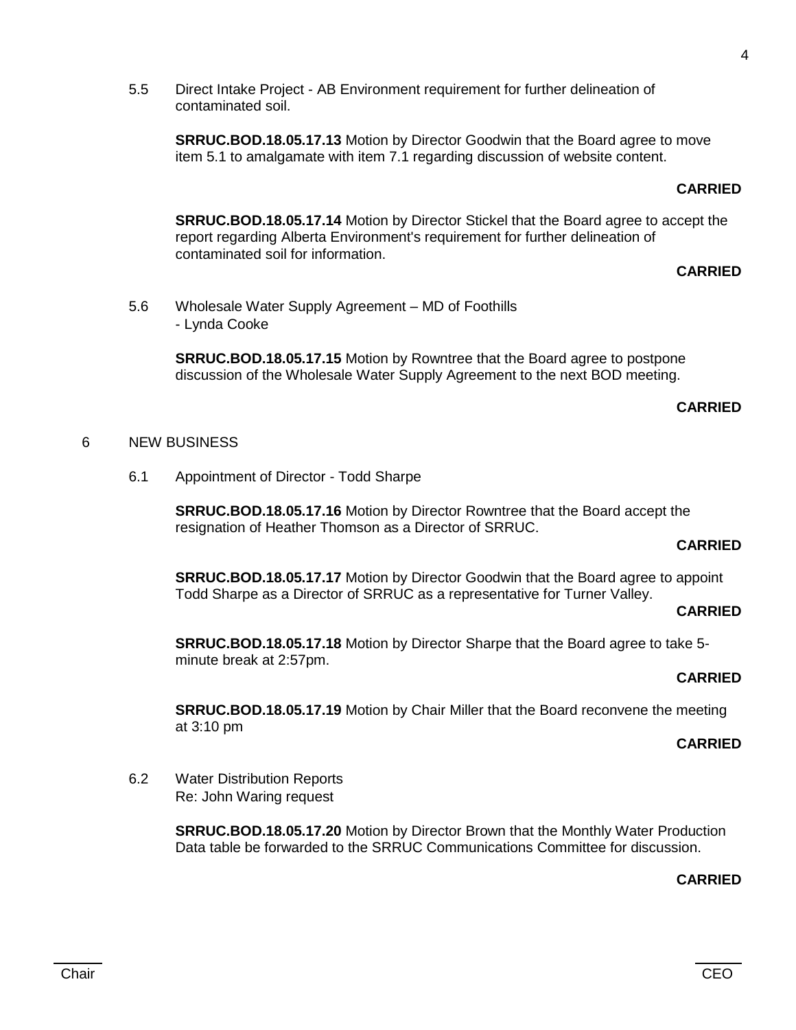5.5 Direct Intake Project - AB Environment requirement for further delineation of contaminated soil.

**SRRUC.BOD.18.05.17.13** Motion by Director Goodwin that the Board agree to move item 5.1 to amalgamate with item 7.1 regarding discussion of website content.

**CARRIED**

**SRRUC.BOD.18.05.17.14** Motion by Director Stickel that the Board agree to accept the report regarding Alberta Environment's requirement for further delineation of contaminated soil for information.

**CARRIED**

5.6 Wholesale Water Supply Agreement – MD of Foothills
- Lynda Cooke

**SRRUC.BOD.18.05.17.15** Motion by Rowntree that the Board agree to postpone discussion of the Wholesale Water Supply Agreement to the next BOD meeting.

**CARRIED**

6 NEW BUSINESS

6.1 Appointment of Director - Todd Sharpe

**SRRUC.BOD.18.05.17.16** Motion by Director Rowntree that the Board accept the resignation of Heather Thomson as a Director of SRRUC.

**CARRIED**

**SRRUC.BOD.18.05.17.17** Motion by Director Goodwin that the Board agree to appoint Todd Sharpe as a Director of SRRUC as a representative for Turner Valley.

**CARRIED**

**SRRUC.BOD.18.05.17.18** Motion by Director Sharpe that the Board agree to take 5-minute break at 2:57pm.

**CARRIED**

**SRRUC.BOD.18.05.17.19** Motion by Chair Miller that the Board reconvene the meeting at 3:10 pm

**CARRIED**

6.2 Water Distribution Reports
Re: John Waring request

**SRRUC.BOD.18.05.17.20** Motion by Director Brown that the Monthly Water Production Data table be forwarded to the SRRUC Communications Committee for discussion.

**CARRIED**

Chair CEO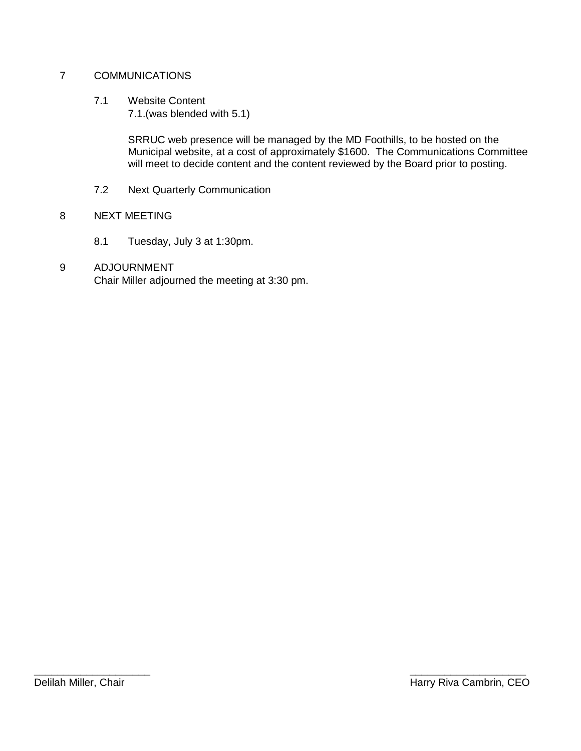## 7 COMMUNICATIONS

### 7.1 Website Content

7.1.(was blended with 5.1)

SRRUC web presence will be managed by the MD Foothills, to be hosted on the Municipal website, at a cost of approximately $1600. The Communications Committee will meet to decide content and the content reviewed by the Board prior to posting.

### 7.2 Next Quarterly Communication

## 8 NEXT MEETING

8.1 Tuesday, July 3 at 1:30pm.

## 9 ADJOURNMENT

Chair Miller adjourned the meeting at 3:30 pm.

| | |
|---|---|
| ____________________ | ____________________ |
| Delilah Miller, Chair | Harry Riva Cambrin, CEO |